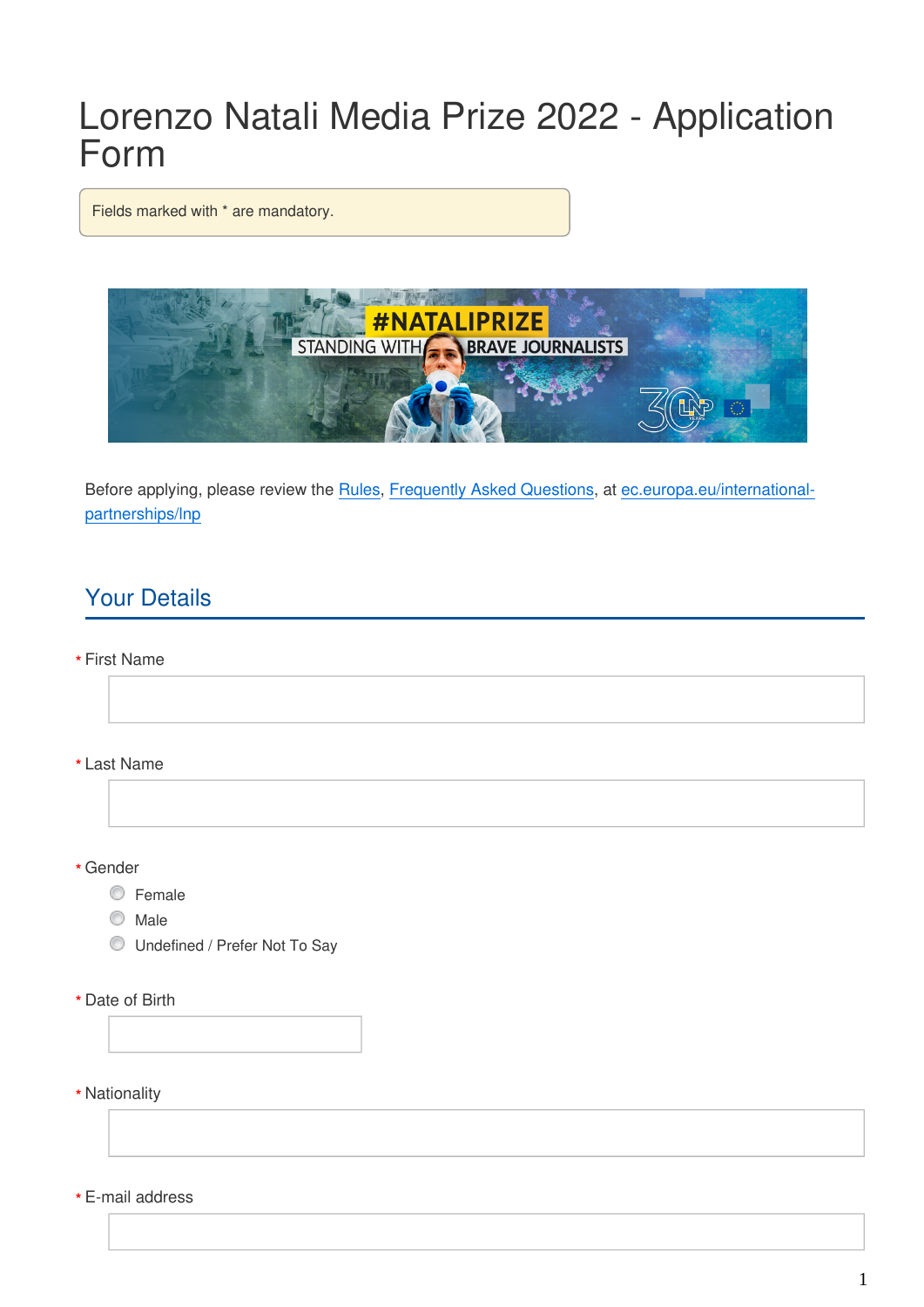# Lorenzo Natali Media Prize 2022 - Application Form

Fields marked with * are mandatory.

Before applying, please review the Rules, Frequently Asked Questions, at ec.europa.eu/international-partnerships/lnp

## Your Details

* First Name

* Last Name

* Gender
  - Female
  - Male
  - Undefined / Prefer Not To Say

* Date of Birth

* Nationality

* E-mail address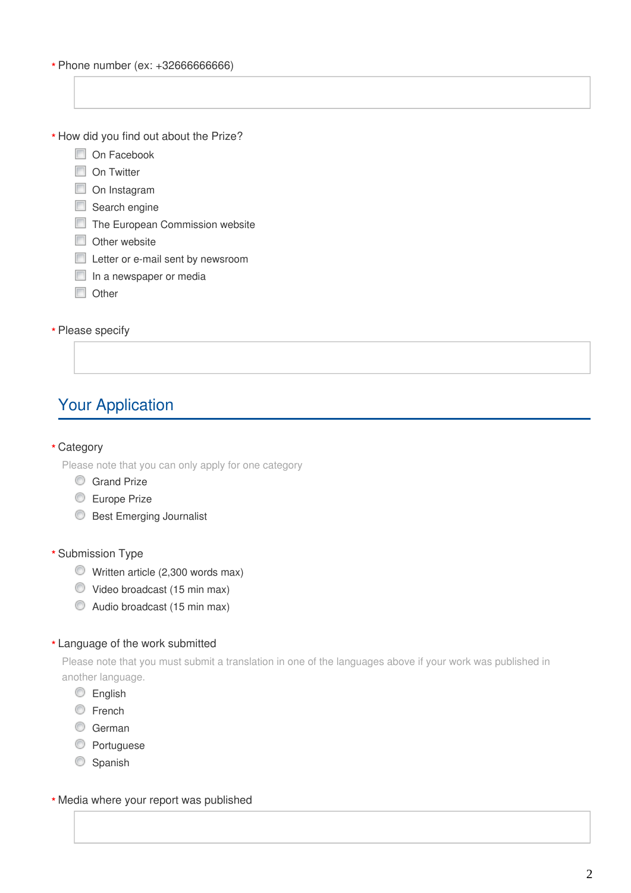\* Phone number (ex: +32666666666)

\_\_\_\_\_\_\_\_\_\_\_\_\_\_\_\_\_\_\_\_

\* How did you find out about the Prize?

- ☐ On Facebook
- ☐ On Twitter
- ☐ On Instagram
- ☐ Search engine
- ☐ The European Commission website
- ☐ Other website
- ☐ Letter or e-mail sent by newsroom
- ☐ In a newspaper or media
- ☐ Other

\* Please specify

\_\_\_\_\_\_\_\_\_\_\_\_\_\_\_\_\_\_\_\_

## Your Application

\* Category

Please note that you can only apply for one category

- ○ Grand Prize
- ○ Europe Prize
- ○ Best Emerging Journalist

\* Submission Type

- ○ Written article (2,300 words max)
- ○ Video broadcast (15 min max)
- ○ Audio broadcast (15 min max)

\* Language of the work submitted

Please note that you must submit a translation in one of the languages above if your work was published in another language.

- ○ English
- ○ French
- ○ German
- ○ Portuguese
- ○ Spanish

\* Media where your report was published

\_\_\_\_\_\_\_\_\_\_\_\_\_\_\_\_\_\_\_\_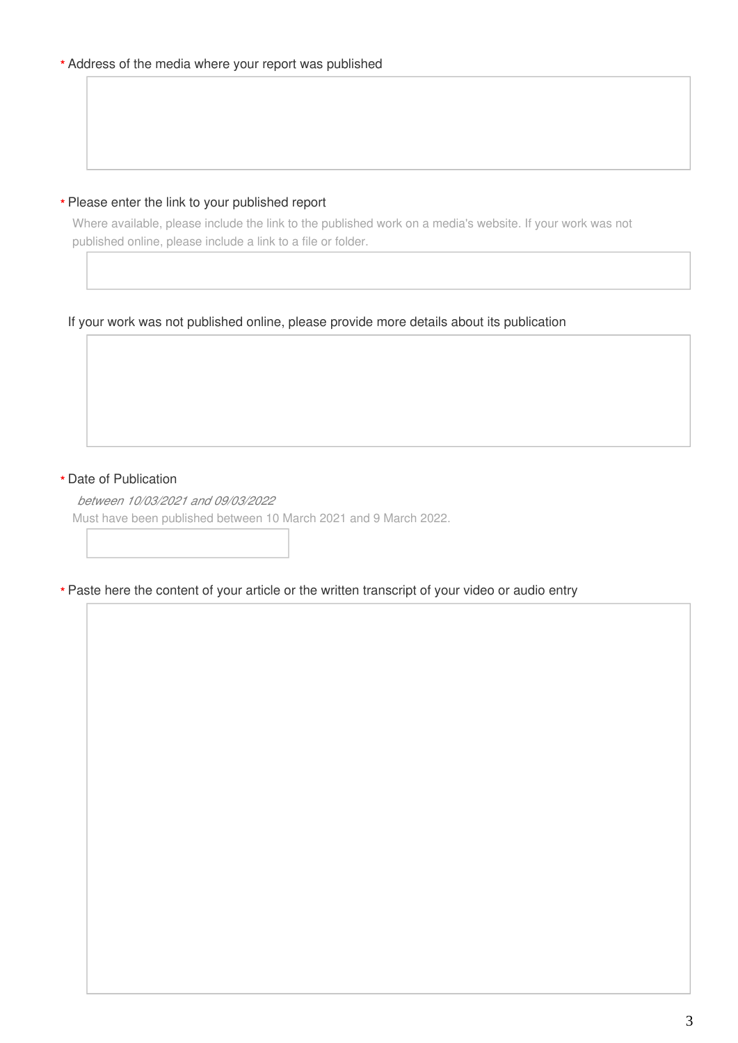* Address of the media where your report was published

* Please enter the link to your published report

Where available, please include the link to the published work on a media's website. If your work was not published online, please include a link to a file or folder.

If your work was not published online, please provide more details about its publication

* Date of Publication

*between 10/03/2021 and 09/03/2022*

Must have been published between 10 March 2021 and 9 March 2022.

* Paste here the content of your article or the written transcript of your video or audio entry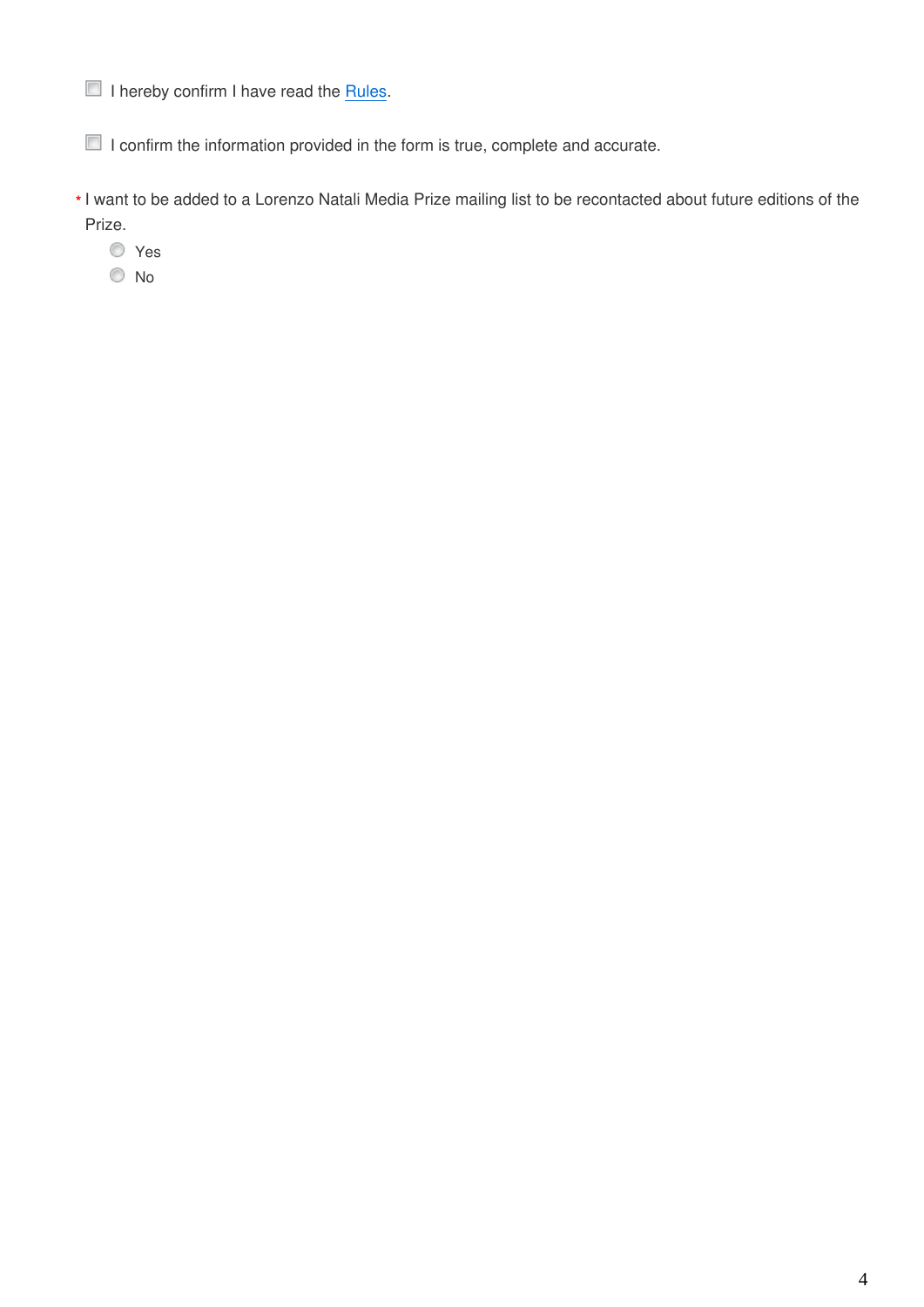- [ ] I hereby confirm I have read the Rules.

- [ ] I confirm the information provided in the form is true, complete and accurate.

* I want to be added to a Lorenzo Natali Media Prize mailing list to be recontacted about future editions of the Prize.

- ( ) Yes
- ( ) No